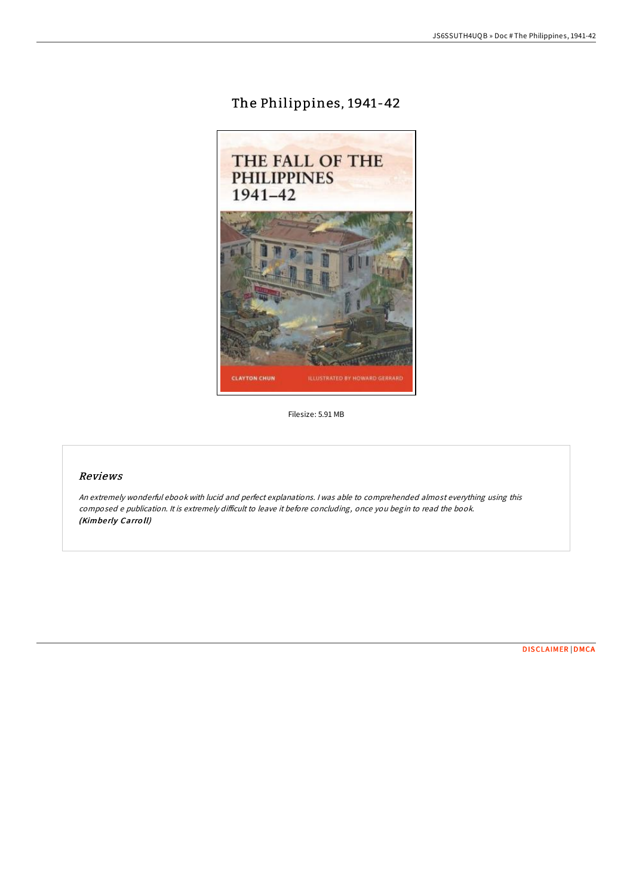# The Philippines, 1941-42

Filesize: 5.91 MB

## Reviews

*An extremely wonderful ebook with lucid and perfect explanations. I was able to comprehended almost everything using this composed e publication. It is extremely difficult to leave it before concluding, once you begin to read the book.*
***(Kimberly Carroll)***

DISCLAIMER | DMCA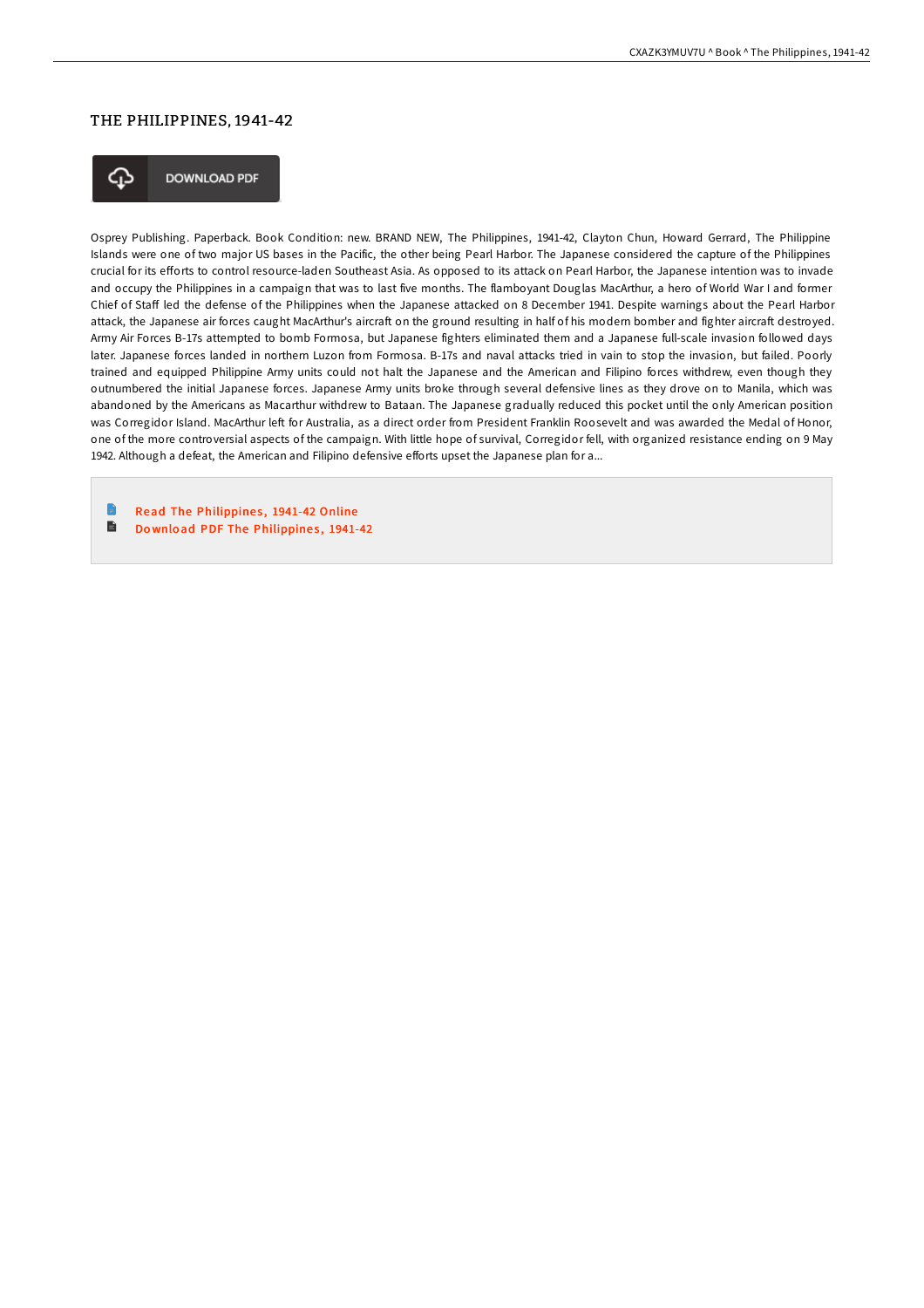# THE PHILIPPINES, 1941-42

DOWNLOAD PDF

Osprey Publishing. Paperback. Book Condition: new. BRAND NEW, The Philippines, 1941-42, Clayton Chun, Howard Gerrard, The Philippine Islands were one of two major US bases in the Pacific, the other being Pearl Harbor. The Japanese considered the capture of the Philippines crucial for its efforts to control resource-laden Southeast Asia. As opposed to its attack on Pearl Harbor, the Japanese intention was to invade and occupy the Philippines in a campaign that was to last five months. The flamboyant Douglas MacArthur, a hero of World War I and former Chief of Staff led the defense of the Philippines when the Japanese attacked on 8 December 1941. Despite warnings about the Pearl Harbor attack, the Japanese air forces caught MacArthur's aircraft on the ground resulting in half of his modern bomber and fighter aircraft destroyed. Army Air Forces B-17s attempted to bomb Formosa, but Japanese fighters eliminated them and a Japanese full-scale invasion followed days later. Japanese forces landed in northern Luzon from Formosa. B-17s and naval attacks tried in vain to stop the invasion, but failed. Poorly trained and equipped Philippine Army units could not halt the Japanese and the American and Filipino forces withdrew, even though they outnumbered the initial Japanese forces. Japanese Army units broke through several defensive lines as they drove on to Manila, which was abandoned by the Americans as Macarthur withdrew to Bataan. The Japanese gradually reduced this pocket until the only American position was Corregidor Island. MacArthur left for Australia, as a direct order from President Franklin Roosevelt and was awarded the Medal of Honor, one of the more controversial aspects of the campaign. With little hope of survival, Corregidor fell, with organized resistance ending on 9 May 1942. Although a defeat, the American and Filipino defensive efforts upset the Japanese plan for a...

- Read The Philippines, 1941-42 Online
- Download PDF The Philippines, 1941-42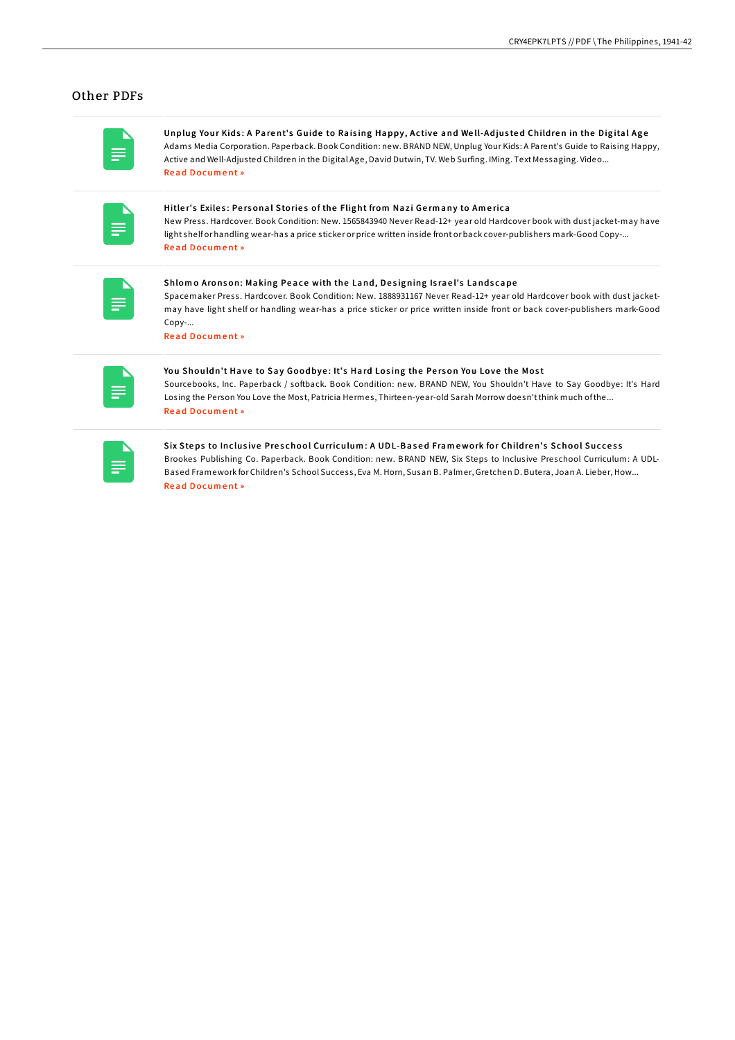## Other PDFs

**Unplug Your Kids: A Parent's Guide to Raising Happy, Active and Well-Adjusted Children in the Digital Age**

Adams Media Corporation. Paperback. Book Condition: new. BRAND NEW, Unplug Your Kids: A Parent's Guide to Raising Happy, Active and Well-Adjusted Children in the Digital Age, David Dutwin, TV. Web Surfing. IMing. Text Messaging. Video...

Read Document »

**Hitler's Exiles: Personal Stories of the Flight from Nazi Germany to America**

New Press. Hardcover. Book Condition: New. 1565843940 Never Read-12+ year old Hardcover book with dust jacket-may have light shelf or handling wear-has a price sticker or price written inside front or back cover-publishers mark-Good Copy-...

Read Document »

**Shlomo Aronson: Making Peace with the Land, Designing Israel's Landscape**

Spacemaker Press. Hardcover. Book Condition: New. 1888931167 Never Read-12+ year old Hardcover book with dust jacket-may have light shelf or handling wear-has a price sticker or price written inside front or back cover-publishers mark-Good Copy-...

Read Document »

**You Shouldn't Have to Say Goodbye: It's Hard Losing the Person You Love the Most**

Sourcebooks, Inc. Paperback / softback. Book Condition: new. BRAND NEW, You Shouldn't Have to Say Goodbye: It's Hard Losing the Person You Love the Most, Patricia Hermes, Thirteen-year-old Sarah Morrow doesn't think much of the...

Read Document »

**Six Steps to Inclusive Preschool Curriculum: A UDL-Based Framework for Children's School Success**

Brookes Publishing Co. Paperback. Book Condition: new. BRAND NEW, Six Steps to Inclusive Preschool Curriculum: A UDL-Based Framework for Children's School Success, Eva M. Horn, Susan B. Palmer, Gretchen D. Butera, Joan A. Lieber, How...

Read Document »